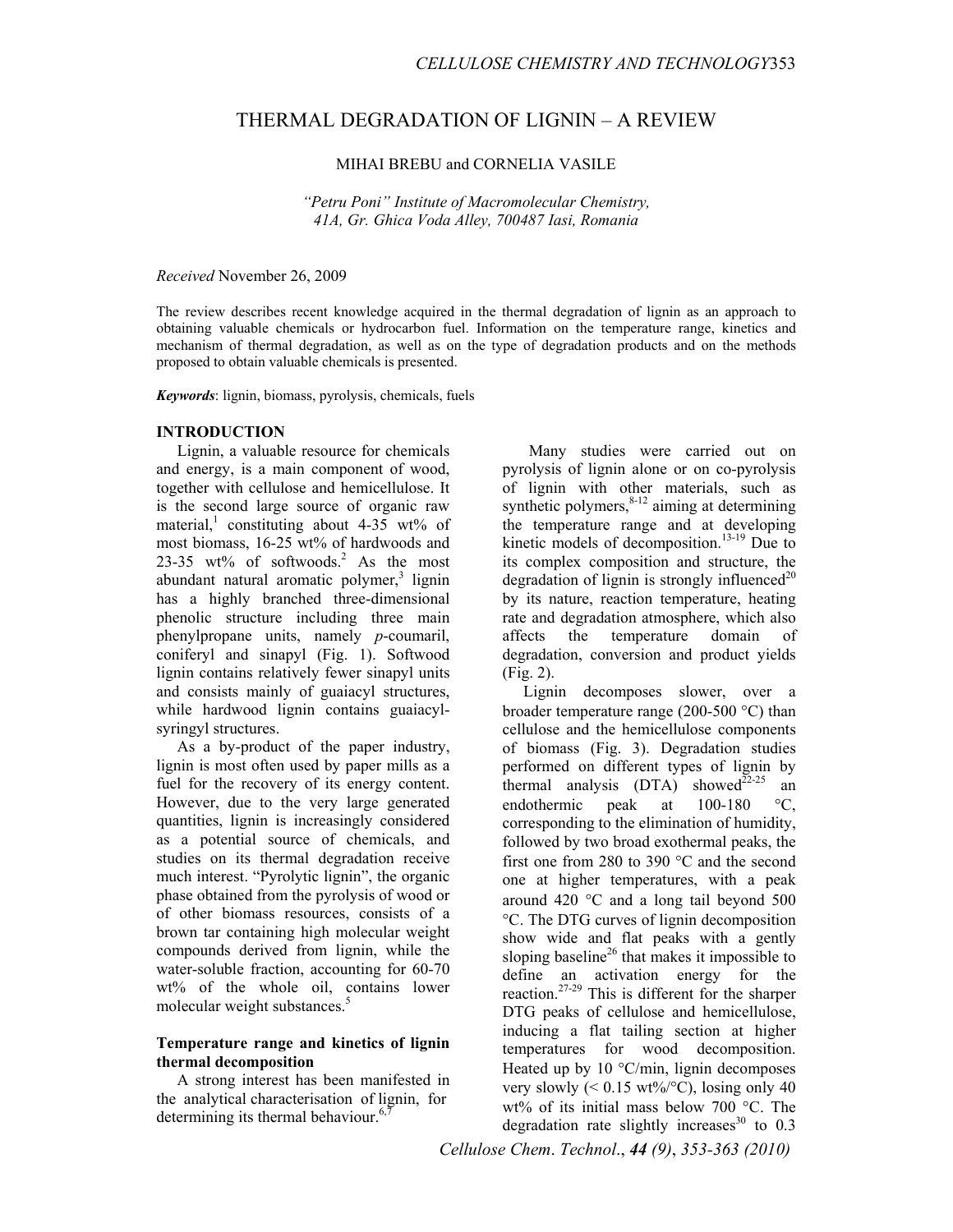# THERMAL DEGRADATION OF LIGNIN – A REVIEW

MIHAI BREBU and CORNELIA VASILE

*"Petru Poni" Institute of Macromolecular Chemistry,*
*41A, Gr. Ghica Voda Alley, 700487 Iasi, Romania*

*Received* November 26, 2009

The review describes recent knowledge acquired in the thermal degradation of lignin as an approach to obtaining valuable chemicals or hydrocarbon fuel. Information on the temperature range, kinetics and mechanism of thermal degradation, as well as on the type of degradation products and on the methods proposed to obtain valuable chemicals is presented.

***Keywords***: lignin, biomass, pyrolysis, chemicals, fuels

## INTRODUCTION

Lignin, a valuable resource for chemicals and energy, is a main component of wood, together with cellulose and hemicellulose. It is the second large source of organic raw material,[1] constituting about 4-35 wt% of most biomass, 16-25 wt% of hardwoods and 23-35 wt% of softwoods.[2] As the most abundant natural aromatic polymer,[3] lignin has a highly branched three-dimensional phenolic structure including three main phenylpropane units, namely *p*-coumaril, coniferyl and sinapyl (Fig. 1). Softwood lignin contains relatively fewer sinapyl units and consists mainly of guaiacyl structures, while hardwood lignin contains guaiacyl-syringyl structures.

As a by-product of the paper industry, lignin is most often used by paper mills as a fuel for the recovery of its energy content. However, due to the very large generated quantities, lignin is increasingly considered as a potential source of chemicals, and studies on its thermal degradation receive much interest. "Pyrolytic lignin", the organic phase obtained from the pyrolysis of wood or of other biomass resources, consists of a brown tar containing high molecular weight compounds derived from lignin, while the water-soluble fraction, accounting for 60-70 wt% of the whole oil, contains lower molecular weight substances.[5]

### Temperature range and kinetics of lignin thermal decomposition

A strong interest has been manifested in the analytical characterisation of lignin, for determining its thermal behaviour.[6,7]

Many studies were carried out on pyrolysis of lignin alone or on co-pyrolysis of lignin with other materials, such as synthetic polymers,[8-12] aiming at determining the temperature range and at developing kinetic models of decomposition.[13-19] Due to its complex composition and structure, the degradation of lignin is strongly influenced[20] by its nature, reaction temperature, heating rate and degradation atmosphere, which also affects the temperature domain of degradation, conversion and product yields (Fig. 2).

Lignin decomposes slower, over a broader temperature range (200-500 °C) than cellulose and the hemicellulose components of biomass (Fig. 3). Degradation studies performed on different types of lignin by thermal analysis (DTA) showed[22-25] an endothermic peak at 100-180 °C, corresponding to the elimination of humidity, followed by two broad exothermal peaks, the first one from 280 to 390 °C and the second one at higher temperatures, with a peak around 420 °C and a long tail beyond 500 °C. The DTG curves of lignin decomposition show wide and flat peaks with a gently sloping baseline[26] that makes it impossible to define an activation energy for the reaction.[27-29] This is different for the sharper DTG peaks of cellulose and hemicellulose, inducing a flat tailing section at higher temperatures for wood decomposition. Heated up by 10 °C/min, lignin decomposes very slowly (< 0.15 wt%/°C), losing only 40 wt% of its initial mass below 700 °C. The degradation rate slightly increases[30] to 0.3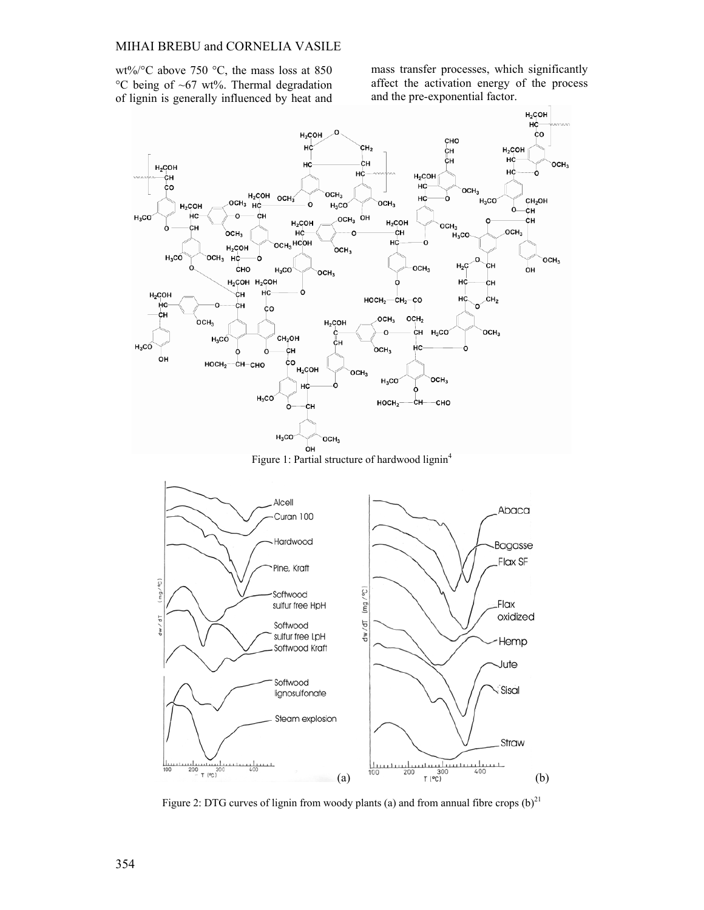wt%/°C above 750 °C, the mass loss at 850 °C being of ~67 wt%. Thermal degradation of lignin is generally influenced by heat and mass transfer processes, which significantly affect the activation energy of the process and the pre-exponential factor.

Figure 1: Partial structure of hardwood lignin[4]

Figure 2: DTG curves of lignin from woody plants (a) and from annual fibre crops (b)[21]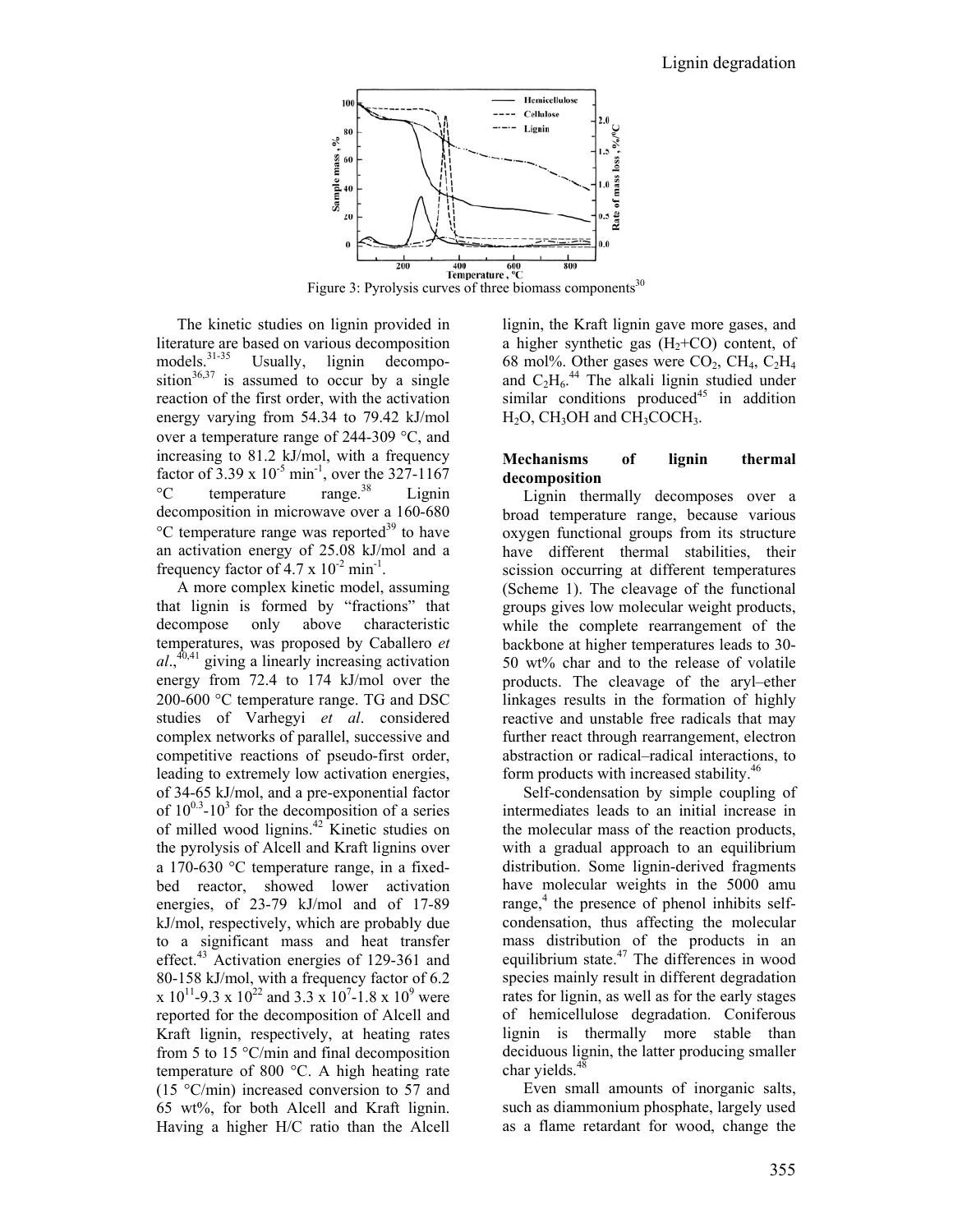Figure 3: Pyrolysis curves of three biomass components[30]

The kinetic studies on lignin provided in literature are based on various decomposition models.[31-35] Usually, lignin decomposition[36,37] is assumed to occur by a single reaction of the first order, with the activation energy varying from 54.34 to 79.42 kJ/mol over a temperature range of 244-309 °C, and increasing to 81.2 kJ/mol, with a frequency factor of $3.39 \times 10^{-5}$ $min^{-1}$, over the 327-1167 °C temperature range.[38] Lignin decomposition in microwave over a 160-680 °C temperature range was reported[39] to have an activation energy of 25.08 kJ/mol and a frequency factor of $4.7 \times 10^{-2}$ $min^{-1}$.

A more complex kinetic model, assuming that lignin is formed by "fractions" that decompose only above characteristic temperatures, was proposed by Caballero *et al.*,[40,41] giving a linearly increasing activation energy from 72.4 to 174 kJ/mol over the 200-600 °C temperature range. TG and DSC studies of Varhegyi *et al*. considered complex networks of parallel, successive and competitive reactions of pseudo-first order, leading to extremely low activation energies, of 34-65 kJ/mol, and a pre-exponential factor of $10^{0.3}$-$10^{3}$ for the decomposition of a series of milled wood lignins.[42] Kinetic studies on the pyrolysis of Alcell and Kraft lignins over a 170-630 °C temperature range, in a fixed-bed reactor, showed lower activation energies, of 23-79 kJ/mol and of 17-89 kJ/mol, respectively, which are probably due to a significant mass and heat transfer effect.[43] Activation energies of 129-361 and 80-158 kJ/mol, with a frequency factor of $6.2 \times 10^{11}$-$9.3 \times 10^{22}$ and $3.3 \times 10^{7}$-$1.8 \times 10^{9}$ were reported for the decomposition of Alcell and Kraft lignin, respectively, at heating rates from 5 to 15 °C/min and final decomposition temperature of 800 °C. A high heating rate (15 °C/min) increased conversion to 57 and 65 wt%, for both Alcell and Kraft lignin. Having a higher H/C ratio than the Alcell lignin, the Kraft lignin gave more gases, and a higher synthetic gas ($H_2$+CO) content, of 68 mol%. Other gases were $CO_2$, $CH_4$, $C_2H_4$ and $C_2H_6$.[44] The alkali lignin studied under similar conditions produced[45] in addition $H_2O$, $CH_3OH$ and $CH_3COCH_3$.

## Mechanisms of lignin thermal decomposition

Lignin thermally decomposes over a broad temperature range, because various oxygen functional groups from its structure have different thermal stabilities, their scission occurring at different temperatures (Scheme 1). The cleavage of the functional groups gives low molecular weight products, while the complete rearrangement of the backbone at higher temperatures leads to 30-50 wt% char and to the release of volatile products. The cleavage of the aryl–ether linkages results in the formation of highly reactive and unstable free radicals that may further react through rearrangement, electron abstraction or radical–radical interactions, to form products with increased stability.[46]

Self-condensation by simple coupling of intermediates leads to an initial increase in the molecular mass of the reaction products, with a gradual approach to an equilibrium distribution. Some lignin-derived fragments have molecular weights in the 5000 amu range,[4] the presence of phenol inhibits self-condensation, thus affecting the molecular mass distribution of the products in an equilibrium state.[47] The differences in wood species mainly result in different degradation rates for lignin, as well as for the early stages of hemicellulose degradation. Coniferous lignin is thermally more stable than deciduous lignin, the latter producing smaller char yields.[48]

Even small amounts of inorganic salts, such as diammonium phosphate, largely used as a flame retardant for wood, change the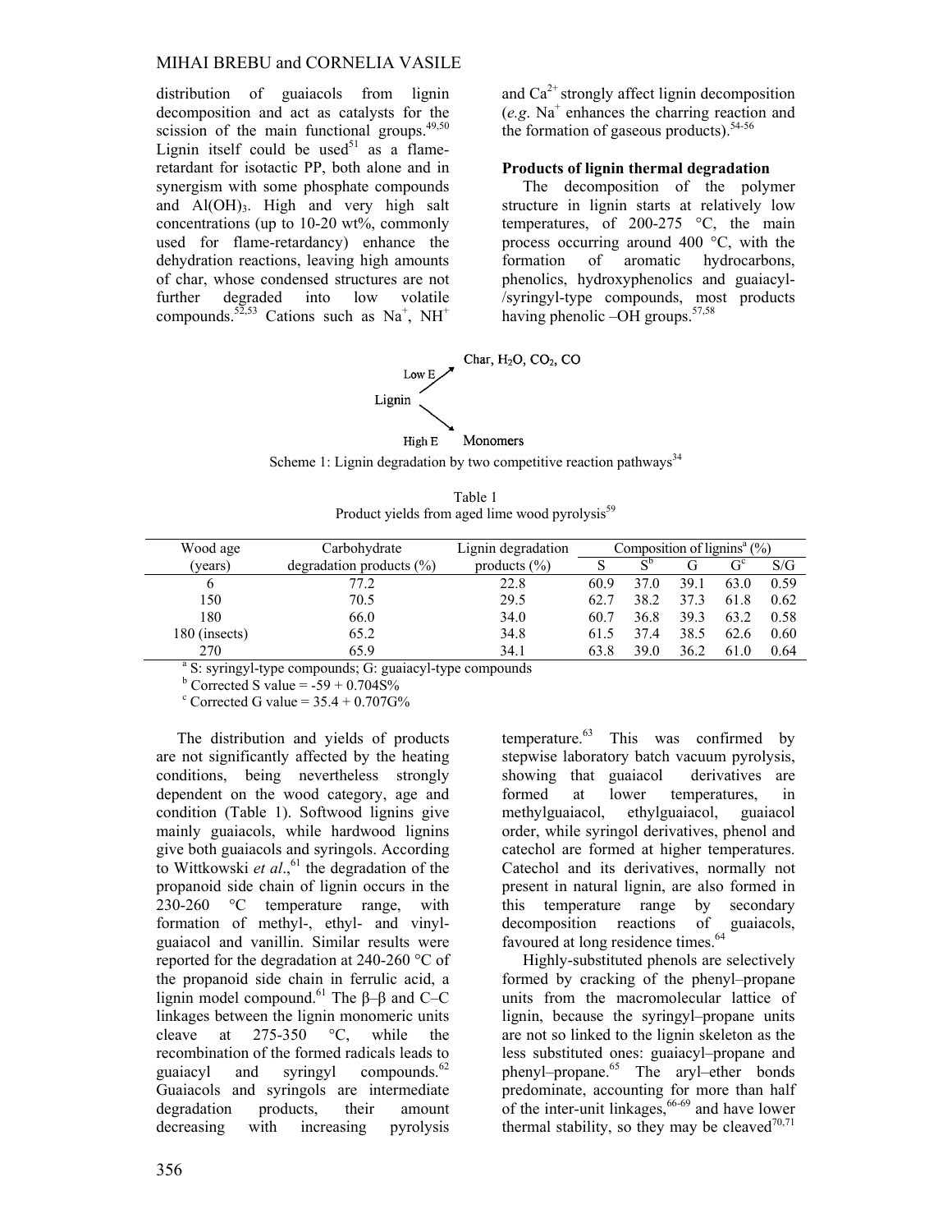distribution of guaiacols from lignin decomposition and act as catalysts for the scission of the main functional groups.[49,50] Lignin itself could be used[51] as a flame-retardant for isotactic PP, both alone and in synergism with some phosphate compounds and $Al(OH)_3$. High and very high salt concentrations (up to 10-20 wt%, commonly used for flame-retardancy) enhance the dehydration reactions, leaving high amounts of char, whose condensed structures are not further degraded into low volatile compounds.[52,53] Cations such as $Na^+$, $NH^+$ and $Ca^{2+}$ strongly affect lignin decomposition (*e.g.* $Na^+$ enhances the charring reaction and the formation of gaseous products).[54-56]

**Products of lignin thermal degradation**

The decomposition of the polymer structure in lignin starts at relatively low temperatures, of 200-275 °C, the main process occurring around 400 °C, with the formation of aromatic hydrocarbons, phenolics, hydroxyphenolics and guaiacyl-/syringyl-type compounds, most products having phenolic –OH groups.[57,58]

$$\text{Lignin} \xrightarrow{\text{Low E}} \text{Char, } H_2O, CO_2, CO$$
$$\text{Lignin} \xrightarrow{\text{High E}} \text{Monomers}$$

Scheme 1: Lignin degradation by two competitive reaction pathways[34]

Table 1
Product yields from aged lime wood pyrolysis[59]

| Wood age (years) | Carbohydrate degradation products (%) | Lignin degradation products (%) | Composition of lignins[a] (%) | | | | |
|---|---|---|---|---|---|---|---|
| | | | S | S[b] | G | G[c] | S/G |
| 6 | 77.2 | 22.8 | 60.9 | 37.0 | 39.1 | 63.0 | 0.59 |
| 150 | 70.5 | 29.5 | 62.7 | 38.2 | 37.3 | 61.8 | 0.62 |
| 180 | 66.0 | 34.0 | 60.7 | 36.8 | 39.3 | 63.2 | 0.58 |
| 180 (insects) | 65.2 | 34.8 | 61.5 | 37.4 | 38.5 | 62.6 | 0.60 |
| 270 | 65.9 | 34.1 | 63.8 | 39.0 | 36.2 | 61.0 | 0.64 |

[a] S: syringyl-type compounds; G: guaiacyl-type compounds
[b] Corrected S value = -59 + 0.704S%
[c] Corrected G value = 35.4 + 0.707G%

The distribution and yields of products are not significantly affected by the heating conditions, being nevertheless strongly dependent on the wood category, age and condition (Table 1). Softwood lignins give mainly guaiacols, while hardwood lignins give both guaiacols and syringols. According to Wittkowski *et al*.,[61] the degradation of the propanoid side chain of lignin occurs in the 230-260 °C temperature range, with formation of methyl-, ethyl- and vinyl-guaiacol and vanillin. Similar results were reported for the degradation at 240-260 °C of the propanoid side chain in ferrulic acid, a lignin model compound.[61] The β–β and C–C linkages between the lignin monomeric units cleave at 275-350 °C, while the recombination of the formed radicals leads to guaiacyl and syringyl compounds.[62] Guaiacols and syringols are intermediate degradation products, their amount decreasing with increasing pyrolysis temperature.[63] This was confirmed by stepwise laboratory batch vacuum pyrolysis, showing that guaiacol derivatives are formed at lower temperatures, in methylguaiacol, ethylguaiacol, guaiacol order, while syringol derivatives, phenol and catechol are formed at higher temperatures. Catechol and its derivatives, normally not present in natural lignin, are also formed in this temperature range by secondary decomposition reactions of guaiacols, favoured at long residence times.[64]

Highly-substituted phenols are selectively formed by cracking of the phenyl–propane units from the macromolecular lattice of lignin, because the syringyl–propane units are not so linked to the lignin skeleton as the less substituted ones: guaiacyl–propane and phenyl–propane.[65] The aryl–ether bonds predominate, accounting for more than half of the inter-unit linkages,[66-69] and have lower thermal stability, so they may be cleaved[70,71]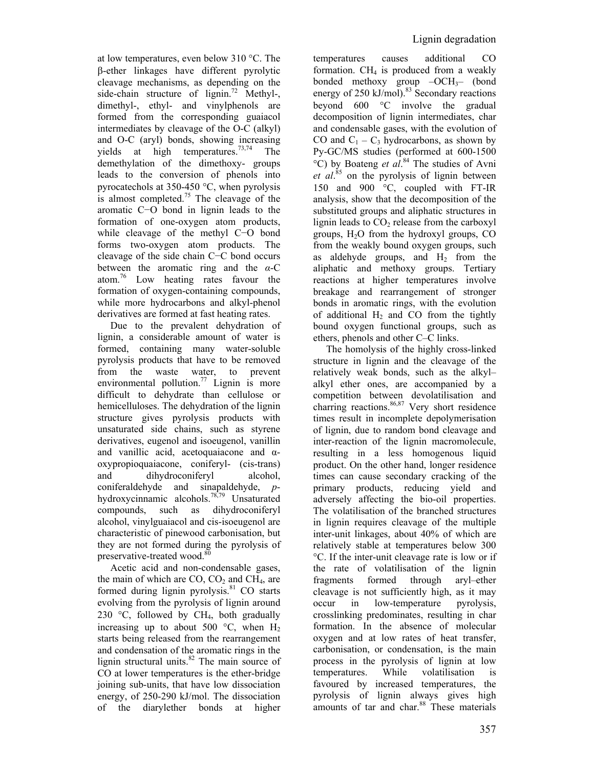at low temperatures, even below 310 °C. The β-ether linkages have different pyrolytic cleavage mechanisms, as depending on the side-chain structure of lignin.[72] Methyl-, dimethyl-, ethyl- and vinylphenols are formed from the corresponding guaiacol intermediates by cleavage of the O-C (alkyl) and O-C (aryl) bonds, showing increasing yields at high temperatures.[73,74] The demethylation of the dimethoxy- groups leads to the conversion of phenols into pyrocatechols at 350-450 °C, when pyrolysis is almost completed.[75] The cleavage of the aromatic C−O bond in lignin leads to the formation of one-oxygen atom products, while cleavage of the methyl C−O bond forms two-oxygen atom products. The cleavage of the side chain C−C bond occurs between the aromatic ring and the *α*-C atom.[76] Low heating rates favour the formation of oxygen-containing compounds, while more hydrocarbons and alkyl-phenol derivatives are formed at fast heating rates.

Due to the prevalent dehydration of lignin, a considerable amount of water is formed, containing many water-soluble pyrolysis products that have to be removed from the waste water, to prevent environmental pollution.[77] Lignin is more difficult to dehydrate than cellulose or hemicelluloses. The dehydration of the lignin structure gives pyrolysis products with unsaturated side chains, such as styrene derivatives, eugenol and isoeugenol, vanillin and vanillic acid, acetoquaiacone and α-oxypropioquaiacone, coniferyl- (cis-trans) and dihydroconiferyl alcohol, coniferaldehyde and sinapaldehyde, *p*-hydroxycinnamic alcohols.[78,79] Unsaturated compounds, such as dihydroconiferyl alcohol, vinylguaiacol and cis-isoeugenol are characteristic of pinewood carbonisation, but they are not formed during the pyrolysis of preservative-treated wood.[80]

Acetic acid and non-condensable gases, the main of which are CO, $CO_2$ and $CH_4$, are formed during lignin pyrolysis.[81] CO starts evolving from the pyrolysis of lignin around 230 °C, followed by $CH_4$, both gradually increasing up to about 500 °C, when $H_2$ starts being released from the rearrangement and condensation of the aromatic rings in the lignin structural units.[82] The main source of CO at lower temperatures is the ether-bridge joining sub-units, that have low dissociation energy, of 250-290 kJ/mol. The dissociation of the diarylether bonds at higher temperatures causes additional CO formation. $CH_4$ is produced from a weakly bonded methoxy group $–OCH_3–$ (bond energy of 250 kJ/mol).[83] Secondary reactions beyond 600 °C involve the gradual decomposition of lignin intermediates, char and condensable gases, with the evolution of CO and $C_1 – C_3$ hydrocarbons, as shown by Py-GC/MS studies (performed at 600-1500 °C) by Boateng *et al*.[84] The studies of Avni *et al*.[85] on the pyrolysis of lignin between 150 and 900 °C, coupled with FT-IR analysis, show that the decomposition of the substituted groups and aliphatic structures in lignin leads to $CO_2$ release from the carboxyl groups, $H_2O$ from the hydroxyl groups, CO from the weakly bound oxygen groups, such as aldehyde groups, and $H_2$ from the aliphatic and methoxy groups. Tertiary reactions at higher temperatures involve breakage and rearrangement of stronger bonds in aromatic rings, with the evolution of additional $H_2$ and CO from the tightly bound oxygen functional groups, such as ethers, phenols and other C–C links.

The homolysis of the highly cross-linked structure in lignin and the cleavage of the relatively weak bonds, such as the alkyl–alkyl ether ones, are accompanied by a competition between devolatilisation and charring reactions.[86,87] Very short residence times result in incomplete depolymerisation of lignin, due to random bond cleavage and inter-reaction of the lignin macromolecule, resulting in a less homogenous liquid product. On the other hand, longer residence times can cause secondary cracking of the primary products, reducing yield and adversely affecting the bio-oil properties. The volatilisation of the branched structures in lignin requires cleavage of the multiple inter-unit linkages, about 40% of which are relatively stable at temperatures below 300 °C. If the inter-unit cleavage rate is low or if the rate of volatilisation of the lignin fragments formed through aryl–ether cleavage is not sufficiently high, as it may occur in low-temperature pyrolysis, crosslinking predominates, resulting in char formation. In the absence of molecular oxygen and at low rates of heat transfer, carbonisation, or condensation, is the main process in the pyrolysis of lignin at low temperatures. While volatilisation is favoured by increased temperatures, the pyrolysis of lignin always gives high amounts of tar and char.[88] These materials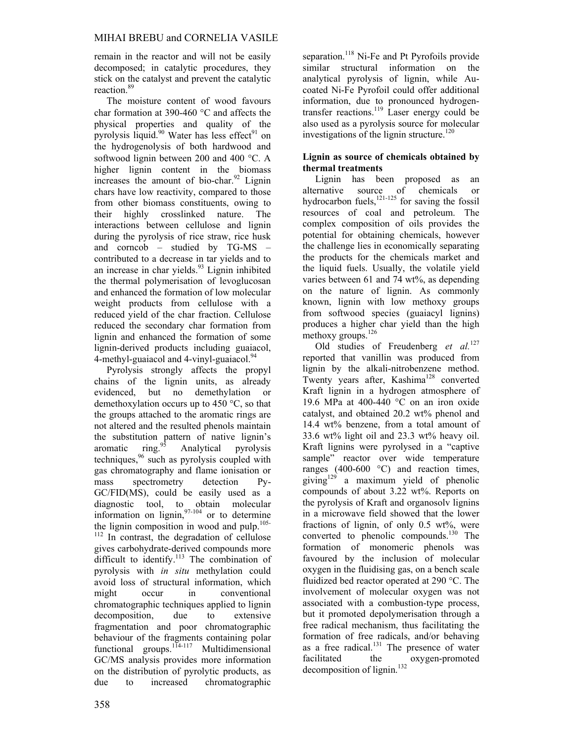remain in the reactor and will not be easily decomposed; in catalytic procedures, they stick on the catalyst and prevent the catalytic reaction.[89]

The moisture content of wood favours char formation at 390-460 °C and affects the physical properties and quality of the pyrolysis liquid.[90] Water has less effect[91] on the hydrogenolysis of both hardwood and softwood lignin between 200 and 400 °C. A higher lignin content in the biomass increases the amount of bio-char.[92] Lignin chars have low reactivity, compared to those from other biomass constituents, owing to their highly crosslinked nature. The interactions between cellulose and lignin during the pyrolysis of rice straw, rice husk and corncob – studied by TG-MS – contributed to a decrease in tar yields and to an increase in char yields.[93] Lignin inhibited the thermal polymerisation of levoglucosan and enhanced the formation of low molecular weight products from cellulose with a reduced yield of the char fraction. Cellulose reduced the secondary char formation from lignin and enhanced the formation of some lignin-derived products including guaiacol, 4-methyl-guaiacol and 4-vinyl-guaiacol.[94]

Pyrolysis strongly affects the propyl chains of the lignin units, as already evidenced, but no demethylation or demethoxylation occurs up to 450 °C, so that the groups attached to the aromatic rings are not altered and the resulted phenols maintain the substitution pattern of native lignin's aromatic ring.[95] Analytical pyrolysis techniques,[96] such as pyrolysis coupled with gas chromatography and flame ionisation or mass spectrometry detection Py-GC/FID(MS), could be easily used as a diagnostic tool, to obtain molecular information on lignin,[97-104] or to determine the lignin composition in wood and pulp.[105-112] In contrast, the degradation of cellulose gives carbohydrate-derived compounds more difficult to identify.[113] The combination of pyrolysis with *in situ* methylation could avoid loss of structural information, which might occur in conventional chromatographic techniques applied to lignin decomposition, due to extensive fragmentation and poor chromatographic behaviour of the fragments containing polar functional groups.[114-117] Multidimensional GC/MS analysis provides more information on the distribution of pyrolytic products, as due to increased chromatographic separation.[118] Ni-Fe and Pt Pyrofoils provide similar structural information on the analytical pyrolysis of lignin, while Au-coated Ni-Fe Pyrofoil could offer additional information, due to pronounced hydrogen-transfer reactions.[119] Laser energy could be also used as a pyrolysis source for molecular investigations of the lignin structure.[120]

## Lignin as source of chemicals obtained by thermal treatments

Lignin has been proposed as an alternative source of chemicals or hydrocarbon fuels,[121-125] for saving the fossil resources of coal and petroleum. The complex composition of oils provides the potential for obtaining chemicals, however the challenge lies in economically separating the products for the chemicals market and the liquid fuels. Usually, the volatile yield varies between 61 and 74 wt%, as depending on the nature of lignin. As commonly known, lignin with low methoxy groups from softwood species (guaiacyl lignins) produces a higher char yield than the high methoxy groups.[126]

Old studies of Freudenberg *et al.*[127] reported that vanillin was produced from lignin by the alkali-nitrobenzene method. Twenty years after, Kashima[128] converted Kraft lignin in a hydrogen atmosphere of 19.6 MPa at 400-440 °C on an iron oxide catalyst, and obtained 20.2 wt% phenol and 14.4 wt% benzene, from a total amount of 33.6 wt% light oil and 23.3 wt% heavy oil. Kraft lignins were pyrolysed in a "captive sample" reactor over wide temperature ranges (400-600 °C) and reaction times, giving[129] a maximum yield of phenolic compounds of about 3.22 wt%. Reports on the pyrolysis of Kraft and organosolv lignins in a microwave field showed that the lower fractions of lignin, of only 0.5 wt%, were converted to phenolic compounds.[130] The formation of monomeric phenols was favoured by the inclusion of molecular oxygen in the fluidising gas, on a bench scale fluidized bed reactor operated at 290 °C. The involvement of molecular oxygen was not associated with a combustion-type process, but it promoted depolymerisation through a free radical mechanism, thus facilitating the formation of free radicals, and/or behaving as a free radical.[131] The presence of water facilitated the oxygen-promoted decomposition of lignin.[132]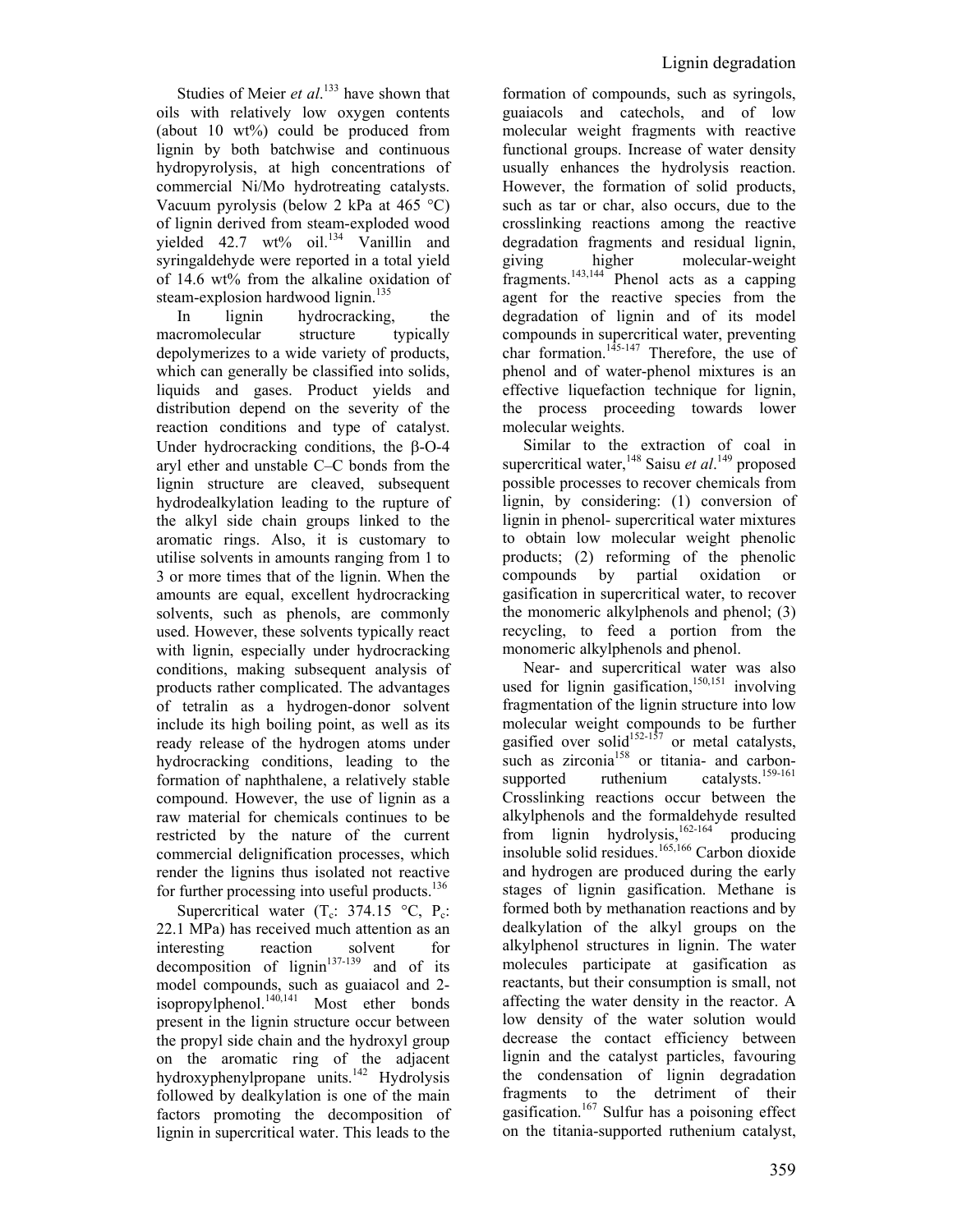Studies of Meier *et al*.[133] have shown that oils with relatively low oxygen contents (about 10 wt%) could be produced from lignin by both batchwise and continuous hydropyrolysis, at high concentrations of commercial Ni/Mo hydrotreating catalysts. Vacuum pyrolysis (below 2 kPa at 465 °C) of lignin derived from steam-exploded wood yielded 42.7 wt% oil.[134] Vanillin and syringaldehyde were reported in a total yield of 14.6 wt% from the alkaline oxidation of steam-explosion hardwood lignin.[135]

In lignin hydrocracking, the macromolecular structure typically depolymerizes to a wide variety of products, which can generally be classified into solids, liquids and gases. Product yields and distribution depend on the severity of the reaction conditions and type of catalyst. Under hydrocracking conditions, the β-O-4 aryl ether and unstable C–C bonds from the lignin structure are cleaved, subsequent hydrodealkylation leading to the rupture of the alkyl side chain groups linked to the aromatic rings. Also, it is customary to utilise solvents in amounts ranging from 1 to 3 or more times that of the lignin. When the amounts are equal, excellent hydrocracking solvents, such as phenols, are commonly used. However, these solvents typically react with lignin, especially under hydrocracking conditions, making subsequent analysis of products rather complicated. The advantages of tetralin as a hydrogen-donor solvent include its high boiling point, as well as its ready release of the hydrogen atoms under hydrocracking conditions, leading to the formation of naphthalene, a relatively stable compound. However, the use of lignin as a raw material for chemicals continues to be restricted by the nature of the current commercial delignification processes, which render the lignins thus isolated not reactive for further processing into useful products.[136]

Supercritical water ($T_c$: 374.15 °C, $P_c$: 22.1 MPa) has received much attention as an interesting reaction solvent for decomposition of lignin[137-139] and of its model compounds, such as guaiacol and 2-isopropylphenol.[140,141] Most ether bonds present in the lignin structure occur between the propyl side chain and the hydroxyl group on the aromatic ring of the adjacent hydroxyphenylpropane units.[142] Hydrolysis followed by dealkylation is one of the main factors promoting the decomposition of lignin in supercritical water. This leads to the formation of compounds, such as syringols, guaiacols and catechols, and of low molecular weight fragments with reactive functional groups. Increase of water density usually enhances the hydrolysis reaction. However, the formation of solid products, such as tar or char, also occurs, due to the crosslinking reactions among the reactive degradation fragments and residual lignin, giving higher molecular-weight fragments.[143,144] Phenol acts as a capping agent for the reactive species from the degradation of lignin and of its model compounds in supercritical water, preventing char formation.[145-147] Therefore, the use of phenol and of water-phenol mixtures is an effective liquefaction technique for lignin, the process proceeding towards lower molecular weights.

Similar to the extraction of coal in supercritical water,[148] Saisu *et al*.[149] proposed possible processes to recover chemicals from lignin, by considering: (1) conversion of lignin in phenol- supercritical water mixtures to obtain low molecular weight phenolic products; (2) reforming of the phenolic compounds by partial oxidation or gasification in supercritical water, to recover the monomeric alkylphenols and phenol; (3) recycling, to feed a portion from the monomeric alkylphenols and phenol.

Near- and supercritical water was also used for lignin gasification,[150,151] involving fragmentation of the lignin structure into low molecular weight compounds to be further gasified over solid[152-157] or metal catalysts, such as zirconia[158] or titania- and carbon-supported ruthenium catalysts.[159-161] Crosslinking reactions occur between the alkylphenols and the formaldehyde resulted from lignin hydrolysis,[162-164] producing insoluble solid residues.[165,166] Carbon dioxide and hydrogen are produced during the early stages of lignin gasification. Methane is formed both by methanation reactions and by dealkylation of the alkyl groups on the alkylphenol structures in lignin. The water molecules participate at gasification as reactants, but their consumption is small, not affecting the water density in the reactor. A low density of the water solution would decrease the contact efficiency between lignin and the catalyst particles, favouring the condensation of lignin degradation fragments to the detriment of their gasification.[167] Sulfur has a poisoning effect on the titania-supported ruthenium catalyst,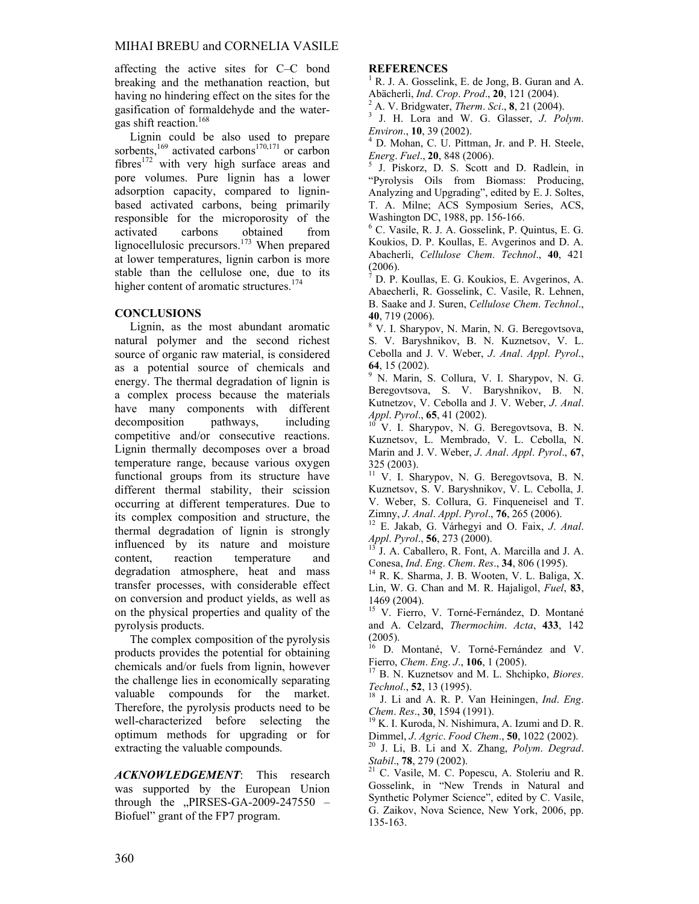affecting the active sites for C–C bond breaking and the methanation reaction, but having no hindering effect on the sites for the gasification of formaldehyde and the water-gas shift reaction.[168]

Lignin could be also used to prepare sorbents,[169] activated carbons[170,171] or carbon fibres[172] with very high surface areas and pore volumes. Pure lignin has a lower adsorption capacity, compared to lignin-based activated carbons, being primarily responsible for the microporosity of the activated carbons obtained from lignocellulosic precursors.[173] When prepared at lower temperatures, lignin carbon is more stable than the cellulose one, due to its higher content of aromatic structures.[174]

## CONCLUSIONS

Lignin, as the most abundant aromatic natural polymer and the second richest source of organic raw material, is considered as a potential source of chemicals and energy. The thermal degradation of lignin is a complex process because the materials have many components with different decomposition pathways, including competitive and/or consecutive reactions. Lignin thermally decomposes over a broad temperature range, because various oxygen functional groups from its structure have different thermal stability, their scission occurring at different temperatures. Due to its complex composition and structure, the thermal degradation of lignin is strongly influenced by its nature and moisture content, reaction temperature and degradation atmosphere, heat and mass transfer processes, with considerable effect on conversion and product yields, as well as on the physical properties and quality of the pyrolysis products.

The complex composition of the pyrolysis products provides the potential for obtaining chemicals and/or fuels from lignin, however the challenge lies in economically separating valuable compounds for the market. Therefore, the pyrolysis products need to be well-characterized before selecting the optimum methods for upgrading or for extracting the valuable compounds.

***ACKNOWLEDGEMENT***: This research was supported by the European Union through the „PIRSES-GA-2009-247550 – Biofuel" grant of the FP7 program.

## REFERENCES

[1] R. J. A. Gosselink, E. de Jong, B. Guran and A. Abächerli, *Ind. Crop. Prod.*, **20**, 121 (2004).

[2] A. V. Bridgwater, *Therm. Sci.*, **8**, 21 (2004).

[3] J. H. Lora and W. G. Glasser, *J. Polym. Environ.*, **10**, 39 (2002).

[4] D. Mohan, C. U. Pittman, Jr. and P. H. Steele, *Energ. Fuel.*, **20**, 848 (2006).

[5] J. Piskorz, D. S. Scott and D. Radlein, in "Pyrolysis Oils from Biomass: Producing, Analyzing and Upgrading", edited by E. J. Soltes, T. A. Milne; ACS Symposium Series, ACS, Washington DC, 1988, pp. 156-166.

[6] C. Vasile, R. J. A. Gosselink, P. Quintus, E. G. Koukios, D. P. Koullas, E. Avgerinos and D. A. Abacherli, *Cellulose Chem. Technol.*, **40**, 421 (2006).

[7] D. P. Koullas, E. G. Koukios, E. Avgerinos, A. Abaecherli, R. Gosselink, C. Vasile, R. Lehnen, B. Saake and J. Suren, *Cellulose Chem. Technol.*, **40**, 719 (2006).

[8] V. I. Sharypov, N. Marin, N. G. Beregovtsova, S. V. Baryshnikov, B. N. Kuznetsov, V. L. Cebolla and J. V. Weber, *J. Anal. Appl. Pyrol.*, **64**, 15 (2002).

[9] N. Marin, S. Collura, V. I. Sharypov, N. G. Beregovtsova, S. V. Baryshnikov, B. N. Kutnetzov, V. Cebolla and J. V. Weber, *J. Anal. Appl. Pyrol.*, **65**, 41 (2002).

[10] V. I. Sharypov, N. G. Beregovtsova, B. N. Kuznetsov, L. Membrado, V. L. Cebolla, N. Marin and J. V. Weber, *J. Anal. Appl. Pyrol.*, **67**, 325 (2003).

[11] V. I. Sharypov, N. G. Beregovtsova, B. N. Kuznetsov, S. V. Baryshnikov, V. L. Cebolla, J. V. Weber, S. Collura, G. Finqueneisel and T. Zimny, *J. Anal. Appl. Pyrol.*, **76**, 265 (2006).

[12] E. Jakab, G. Várhegyi and O. Faix, *J. Anal. Appl. Pyrol.*, **56**, 273 (2000).

[13] J. A. Caballero, R. Font, A. Marcilla and J. A. Conesa, *Ind. Eng. Chem. Res.*, **34**, 806 (1995).

[14] R. K. Sharma, J. B. Wooten, V. L. Baliga, X. Lin, W. G. Chan and M. R. Hajaligol, *Fuel*, **83**, 1469 (2004).

[15] V. Fierro, V. Torné-Fernández, D. Montané and A. Celzard, *Thermochim. Acta*, **433**, 142 (2005).

[16] D. Montané, V. Torné-Fernández and V. Fierro, *Chem. Eng. J.*, **106**, 1 (2005).

[17] B. N. Kuznetsov and M. L. Shchipko, *Biores. Technol.*, **52**, 13 (1995).

[18] J. Li and A. R. P. Van Heiningen, *Ind. Eng. Chem. Res.*, **30**, 1594 (1991).

[19] K. I. Kuroda, N. Nishimura, A. Izumi and D. R. Dimmel, *J. Agric. Food Chem.*, **50**, 1022 (2002).

[20] J. Li, B. Li and X. Zhang, *Polym. Degrad. Stabil.*, **78**, 279 (2002).

[21] C. Vasile, M. C. Popescu, A. Stoleriu and R. Gosselink, in "New Trends in Natural and Synthetic Polymer Science", edited by C. Vasile, G. Zaikov, Nova Science, New York, 2006, pp. 135-163.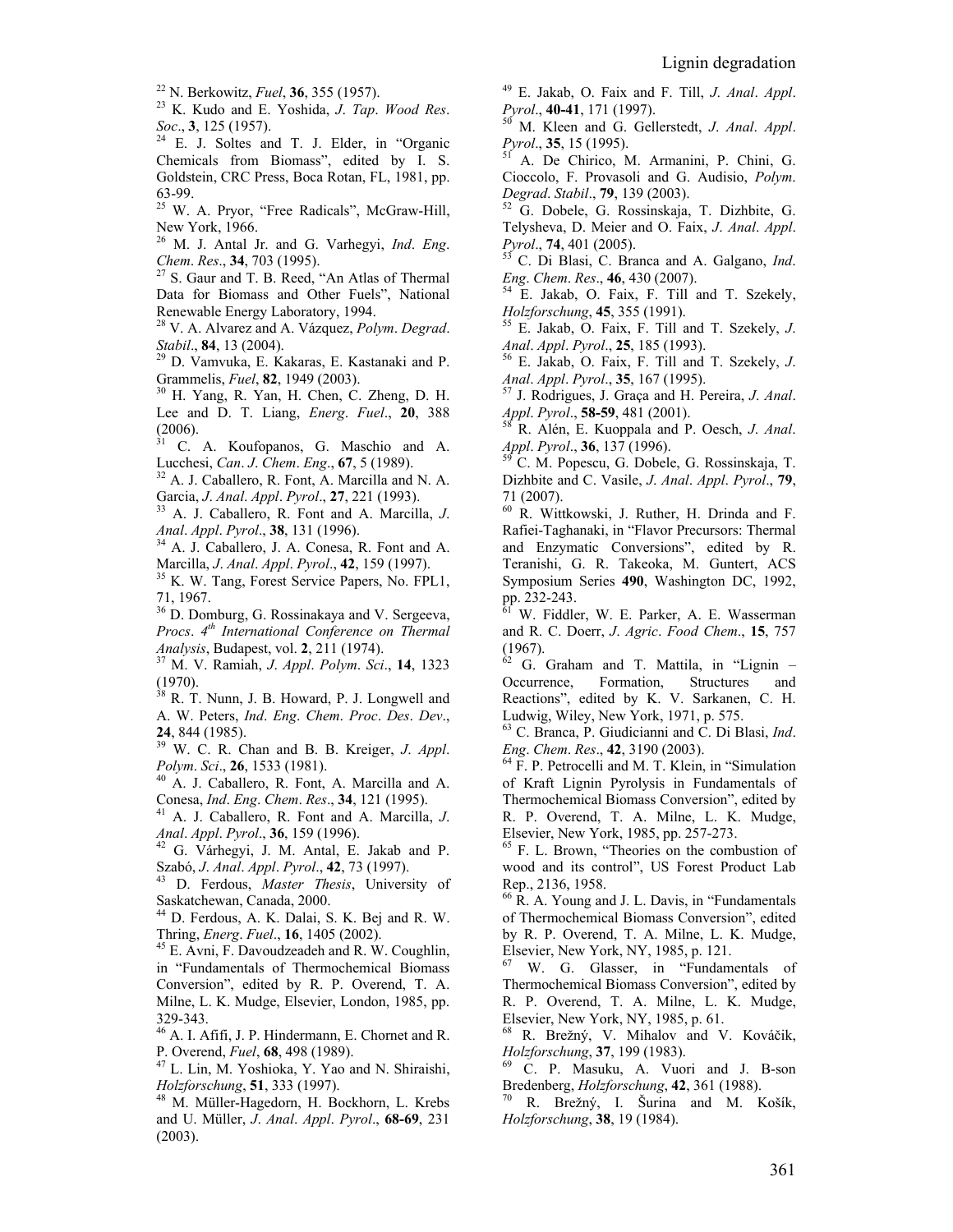[22] N. Berkowitz, *Fuel*, **36**, 355 (1957).
[23] K. Kudo and E. Yoshida, *J. Tap. Wood Res. Soc.*, **3**, 125 (1957).
[24] E. J. Soltes and T. J. Elder, in "Organic Chemicals from Biomass", edited by I. S. Goldstein, CRC Press, Boca Rotan, FL, 1981, pp. 63-99.
[25] W. A. Pryor, "Free Radicals", McGraw-Hill, New York, 1966.
[26] M. J. Antal Jr. and G. Varhegyi, *Ind. Eng. Chem. Res.*, **34**, 703 (1995).
[27] S. Gaur and T. B. Reed, "An Atlas of Thermal Data for Biomass and Other Fuels", National Renewable Energy Laboratory, 1994.
[28] V. A. Alvarez and A. Vázquez, *Polym. Degrad. Stabil.*, **84**, 13 (2004).
[29] D. Vamvuka, E. Kakaras, E. Kastanaki and P. Grammelis, *Fuel*, **82**, 1949 (2003).
[30] H. Yang, R. Yan, H. Chen, C. Zheng, D. H. Lee and D. T. Liang, *Energ. Fuel.*, **20**, 388 (2006).
[31] C. A. Koufopanos, G. Maschio and A. Lucchesi, *Can. J. Chem. Eng.*, **67**, 5 (1989).
[32] A. J. Caballero, R. Font, A. Marcilla and N. A. Garcia, *J. Anal. Appl. Pyrol.*, **27**, 221 (1993).
[33] A. J. Caballero, R. Font and A. Marcilla, *J. Anal. Appl. Pyrol.*, **38**, 131 (1996).
[34] A. J. Caballero, J. A. Conesa, R. Font and A. Marcilla, *J. Anal. Appl. Pyrol.*, **42**, 159 (1997).
[35] K. W. Tang, Forest Service Papers, No. FPL1, 71, 1967.
[36] D. Domburg, G. Rossinakaya and V. Sergeeva, *Procs. 4th International Conference on Thermal Analysis*, Budapest, vol. **2**, 211 (1974).
[37] M. V. Ramiah, *J. Appl. Polym. Sci.*, **14**, 1323 (1970).
[38] R. T. Nunn, J. B. Howard, P. J. Longwell and A. W. Peters, *Ind. Eng. Chem. Proc. Des. Dev.*, **24**, 844 (1985).
[39] W. C. R. Chan and B. B. Kreiger, *J. Appl. Polym. Sci.*, **26**, 1533 (1981).
[40] A. J. Caballero, R. Font, A. Marcilla and A. Conesa, *Ind. Eng. Chem. Res.*, **34**, 121 (1995).
[41] A. J. Caballero, R. Font and A. Marcilla, *J. Anal. Appl. Pyrol.*, **36**, 159 (1996).
[42] G. Várhegyi, J. M. Antal, E. Jakab and P. Szabó, *J. Anal. Appl. Pyrol.*, **42**, 73 (1997).
[43] D. Ferdous, *Master Thesis*, University of Saskatchewan, Canada, 2000.
[44] D. Ferdous, A. K. Dalai, S. K. Bej and R. W. Thring, *Energ. Fuel.*, **16**, 1405 (2002).
[45] E. Avni, F. Davoudzeadeh and R. W. Coughlin, in "Fundamentals of Thermochemical Biomass Conversion", edited by R. P. Overend, T. A. Milne, L. K. Mudge, Elsevier, London, 1985, pp. 329-343.
[46] A. I. Afifi, J. P. Hindermann, E. Chornet and R. P. Overend, *Fuel*, **68**, 498 (1989).
[47] L. Lin, M. Yoshioka, Y. Yao and N. Shiraishi, *Holzforschung*, **51**, 333 (1997).
[48] M. Müller-Hagedorn, H. Bockhorn, L. Krebs and U. Müller, *J. Anal. Appl. Pyrol.*, **68-69**, 231 (2003).
[49] E. Jakab, O. Faix and F. Till, *J. Anal. Appl. Pyrol.*, **40-41**, 171 (1997).
[50] M. Kleen and G. Gellerstedt, *J. Anal. Appl. Pyrol.*, **35**, 15 (1995).
[51] A. De Chirico, M. Armanini, P. Chini, G. Cioccolo, F. Provasoli and G. Audisio, *Polym. Degrad. Stabil.*, **79**, 139 (2003).
[52] G. Dobele, G. Rossinskaja, T. Dizhbite, G. Telysheva, D. Meier and O. Faix, *J. Anal. Appl. Pyrol.*, **74**, 401 (2005).
[53] C. Di Blasi, C. Branca and A. Galgano, *Ind. Eng. Chem. Res.*, **46**, 430 (2007).
[54] E. Jakab, O. Faix, F. Till and T. Szekely, *Holzforschung*, **45**, 355 (1991).
[55] E. Jakab, O. Faix, F. Till and T. Szekely, *J. Anal. Appl. Pyrol.*, **25**, 185 (1993).
[56] E. Jakab, O. Faix, F. Till and T. Szekely, *J. Anal. Appl. Pyrol.*, **35**, 167 (1995).
[57] J. Rodrigues, J. Graça and H. Pereira, *J. Anal. Appl. Pyrol.*, **58-59**, 481 (2001).
[58] R. Alén, E. Kuoppala and P. Oesch, *J. Anal. Appl. Pyrol.*, **36**, 137 (1996).
[59] C. M. Popescu, G. Dobele, G. Rossinskaja, T. Dizhbite and C. Vasile, *J. Anal. Appl. Pyrol.*, **79**, 71 (2007).
[60] R. Wittkowski, J. Ruther, H. Drinda and F. Rafiei-Taghanaki, in "Flavor Precursors: Thermal and Enzymatic Conversions", edited by R. Teranishi, G. R. Takeoka, M. Guntert, ACS Symposium Series **490**, Washington DC, 1992, pp. 232-243.
[61] W. Fiddler, W. E. Parker, A. E. Wasserman and R. C. Doerr, *J. Agric. Food Chem.*, **15**, 757 (1967).
[62] G. Graham and T. Mattila, in "Lignin – Occurrence, Formation, Structures and Reactions", edited by K. V. Sarkanen, C. H. Ludwig, Wiley, New York, 1971, p. 575.
[63] C. Branca, P. Giudicianni and C. Di Blasi, *Ind. Eng. Chem. Res.*, **42**, 3190 (2003).
[64] F. P. Petrocelli and M. T. Klein, in "Simulation of Kraft Lignin Pyrolysis in Fundamentals of Thermochemical Biomass Conversion", edited by R. P. Overend, T. A. Milne, L. K. Mudge, Elsevier, New York, 1985, pp. 257-273.
[65] F. L. Brown, "Theories on the combustion of wood and its control", US Forest Product Lab Rep., 2136, 1958.
[66] R. A. Young and J. L. Davis, in "Fundamentals of Thermochemical Biomass Conversion", edited by R. P. Overend, T. A. Milne, L. K. Mudge, Elsevier, New York, NY, 1985, p. 121.
[67] W. G. Glasser, in "Fundamentals of Thermochemical Biomass Conversion", edited by R. P. Overend, T. A. Milne, L. K. Mudge, Elsevier, New York, NY, 1985, p. 61.
[68] R. Brežný, V. Mihalov and V. Kováčik, *Holzforschung*, **37**, 199 (1983).
[69] C. P. Masuku, A. Vuori and J. B-son Bredenberg, *Holzforschung*, **42**, 361 (1988).
[70] R. Brežný, I. Šurina and M. Košík, *Holzforschung*, **38**, 19 (1984).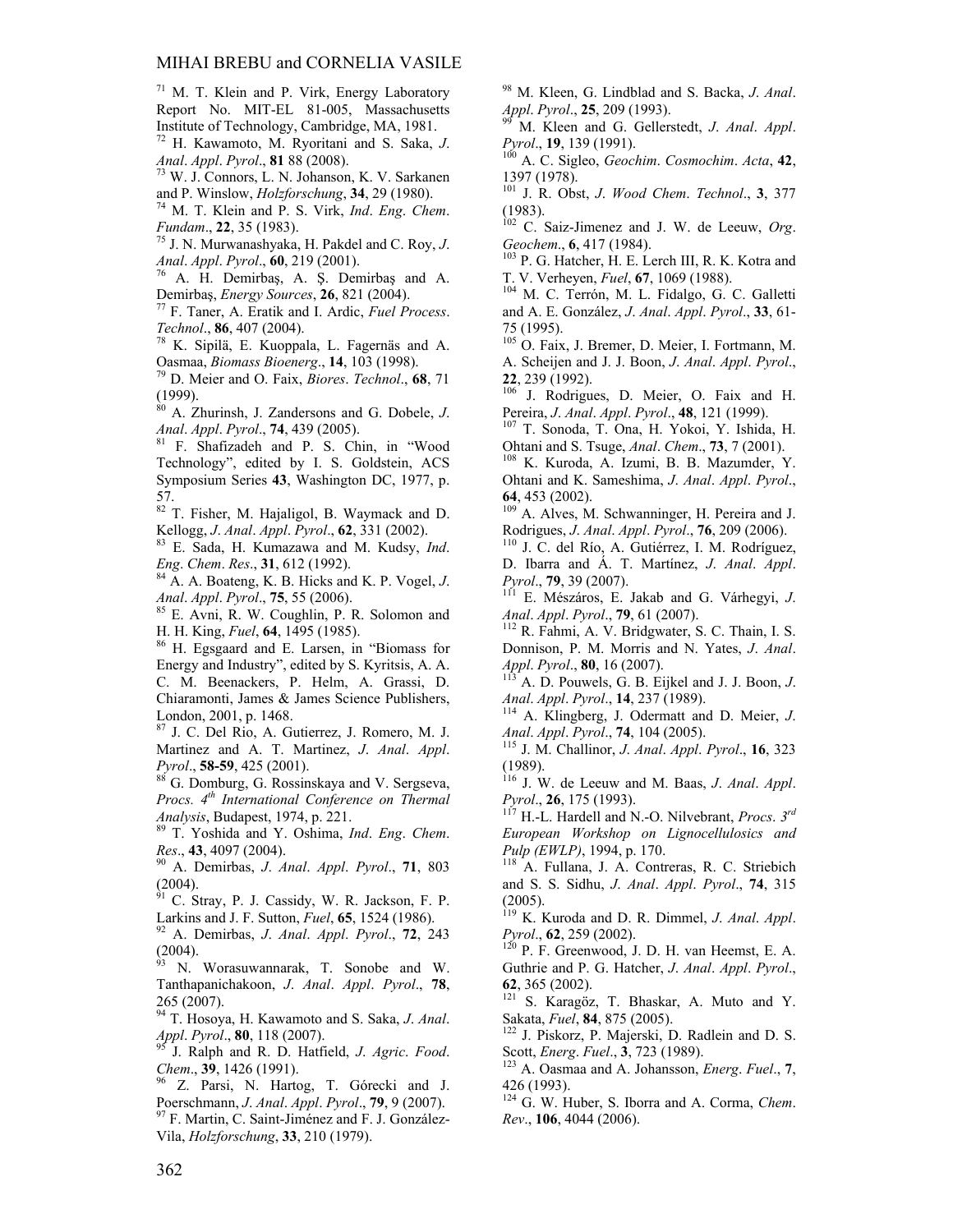[71] M. T. Klein and P. Virk, Energy Laboratory Report No. MIT-EL 81-005, Massachusetts Institute of Technology, Cambridge, MA, 1981.

[72] H. Kawamoto, M. Ryoritani and S. Saka, *J. Anal. Appl. Pyrol.*, **81** 88 (2008).

[73] W. J. Connors, L. N. Johanson, K. V. Sarkanen and P. Winslow, *Holzforschung*, **34**, 29 (1980).

[74] M. T. Klein and P. S. Virk, *Ind. Eng. Chem. Fundam.*, **22**, 35 (1983).

[75] J. N. Murwanashyaka, H. Pakdel and C. Roy, *J. Anal. Appl. Pyrol.*, **60**, 219 (2001).

[76] A. H. Demirbaş, A. Ş. Demirbaş and A. Demirbaş, *Energy Sources*, **26**, 821 (2004).

[77] F. Taner, A. Eratik and I. Ardic, *Fuel Process. Technol.*, **86**, 407 (2004).

[78] K. Sipilä, E. Kuoppala, L. Fagernäs and A. Oasmaa, *Biomass Bioenerg.*, **14**, 103 (1998).

[79] D. Meier and O. Faix, *Biores. Technol.*, **68**, 71 (1999).

[80] A. Zhurinsh, J. Zandersons and G. Dobele, *J. Anal. Appl. Pyrol.*, **74**, 439 (2005).

[81] F. Shafizadeh and P. S. Chin, in "Wood Technology", edited by I. S. Goldstein, ACS Symposium Series **43**, Washington DC, 1977, p. 57.

[82] T. Fisher, M. Hajaligol, B. Waymack and D. Kellogg, *J. Anal. Appl. Pyrol.*, **62**, 331 (2002).

[83] E. Sada, H. Kumazawa and M. Kudsy, *Ind. Eng. Chem. Res.*, **31**, 612 (1992).

[84] A. A. Boateng, K. B. Hicks and K. P. Vogel, *J. Anal. Appl. Pyrol.*, **75**, 55 (2006).

[85] E. Avni, R. W. Coughlin, P. R. Solomon and H. H. King, *Fuel*, **64**, 1495 (1985).

[86] H. Egsgaard and E. Larsen, in "Biomass for Energy and Industry", edited by S. Kyritsis, A. A. C. M. Beenackers, P. Helm, A. Grassi, D. Chiaramonti, James & James Science Publishers, London, 2001, p. 1468.

[87] J. C. Del Rio, A. Gutierrez, J. Romero, M. J. Martinez and A. T. Martinez, *J. Anal. Appl. Pyrol.*, **58-59**, 425 (2001).

[88] G. Domburg, G. Rossinskaya and V. Sergseva, *Procs. 4th International Conference on Thermal Analysis*, Budapest, 1974, p. 221.

[89] T. Yoshida and Y. Oshima, *Ind. Eng. Chem. Res.*, **43**, 4097 (2004).

[90] A. Demirbas, *J. Anal. Appl. Pyrol.*, **71**, 803 (2004).

[91] C. Stray, P. J. Cassidy, W. R. Jackson, F. P. Larkins and J. F. Sutton, *Fuel*, **65**, 1524 (1986).

[92] A. Demirbas, *J. Anal. Appl. Pyrol.*, **72**, 243 (2004).

[93] N. Worasuwannarak, T. Sonobe and W. Tanthapanichakoon, *J. Anal. Appl. Pyrol.*, **78**, 265 (2007).

[94] T. Hosoya, H. Kawamoto and S. Saka, *J. Anal. Appl. Pyrol.*, **80**, 118 (2007).

[95] J. Ralph and R. D. Hatfield, *J. Agric. Food. Chem.*, **39**, 1426 (1991).

[96] Z. Parsi, N. Hartog, T. Górecki and J. Poerschmann, *J. Anal. Appl. Pyrol.*, **79**, 9 (2007).

[97] F. Martin, C. Saint-Jiménez and F. J. González-Vila, *Holzforschung*, **33**, 210 (1979).

[98] M. Kleen, G. Lindblad and S. Backa, *J. Anal. Appl. Pyrol.*, **25**, 209 (1993).

[99] M. Kleen and G. Gellerstedt, *J. Anal. Appl. Pyrol.*, **19**, 139 (1991).

[100] A. C. Sigleo, *Geochim. Cosmochim. Acta*, **42**, 1397 (1978).

[101] J. R. Obst, *J. Wood Chem. Technol.*, **3**, 377 (1983).

[102] C. Saiz-Jimenez and J. W. de Leeuw, *Org. Geochem.*, **6**, 417 (1984).

[103] P. G. Hatcher, H. E. Lerch III, R. K. Kotra and T. V. Verheyen, *Fuel*, **67**, 1069 (1988).

[104] M. C. Terrón, M. L. Fidalgo, G. C. Galletti and A. E. González, *J. Anal. Appl. Pyrol.*, **33**, 61-75 (1995).

[105] O. Faix, J. Bremer, D. Meier, I. Fortmann, M. A. Scheijen and J. J. Boon, *J. Anal. Appl. Pyrol.*, **22**, 239 (1992).

[106] J. Rodrigues, D. Meier, O. Faix and H. Pereira, *J. Anal. Appl. Pyrol.*, **48**, 121 (1999).

[107] T. Sonoda, T. Ona, H. Yokoi, Y. Ishida, H. Ohtani and S. Tsuge, *Anal. Chem.*, **73**, 7 (2001).

[108] K. Kuroda, A. Izumi, B. B. Mazumder, Y. Ohtani and K. Sameshima, *J. Anal. Appl. Pyrol.*, **64**, 453 (2002).

[109] A. Alves, M. Schwanninger, H. Pereira and J. Rodrigues, *J. Anal. Appl. Pyrol.*, **76**, 209 (2006).

[110] J. C. del Río, A. Gutiérrez, I. M. Rodríguez, D. Ibarra and Á. T. Martínez, *J. Anal. Appl. Pyrol.*, **79**, 39 (2007).

[111] E. Mészáros, E. Jakab and G. Várhegyi, *J. Anal. Appl. Pyrol.*, **79**, 61 (2007).

[112] R. Fahmi, A. V. Bridgwater, S. C. Thain, I. S. Donnison, P. M. Morris and N. Yates, *J. Anal. Appl. Pyrol.*, **80**, 16 (2007).

[113] A. D. Pouwels, G. B. Eijkel and J. J. Boon, *J. Anal. Appl. Pyrol.*, **14**, 237 (1989).

[114] A. Klingberg, J. Odermatt and D. Meier, *J. Anal. Appl. Pyrol.*, **74**, 104 (2005).

[115] J. M. Challinor, *J. Anal. Appl. Pyrol.*, **16**, 323 (1989).

[116] J. W. de Leeuw and M. Baas, *J. Anal. Appl. Pyrol.*, **26**, 175 (1993).

[117] H.-L. Hardell and N.-O. Nilvebrant, *Procs. 3rd European Workshop on Lignocellulosics and Pulp (EWLP)*, 1994, p. 170.

[118] A. Fullana, J. A. Contreras, R. C. Striebich and S. S. Sidhu, *J. Anal. Appl. Pyrol.*, **74**, 315 (2005).

[119] K. Kuroda and D. R. Dimmel, *J. Anal. Appl. Pyrol.*, **62**, 259 (2002).

[120] P. F. Greenwood, J. D. H. van Heemst, E. A. Guthrie and P. G. Hatcher, *J. Anal. Appl. Pyrol.*, **62**, 365 (2002).

[121] S. Karagöz, T. Bhaskar, A. Muto and Y. Sakata, *Fuel*, **84**, 875 (2005).

[122] J. Piskorz, P. Majerski, D. Radlein and D. S. Scott, *Energ. Fuel.*, **3**, 723 (1989).

[123] A. Oasmaa and A. Johansson, *Energ. Fuel.*, **7**, 426 (1993).

[124] G. W. Huber, S. Iborra and A. Corma, *Chem. Rev.*, **106**, 4044 (2006).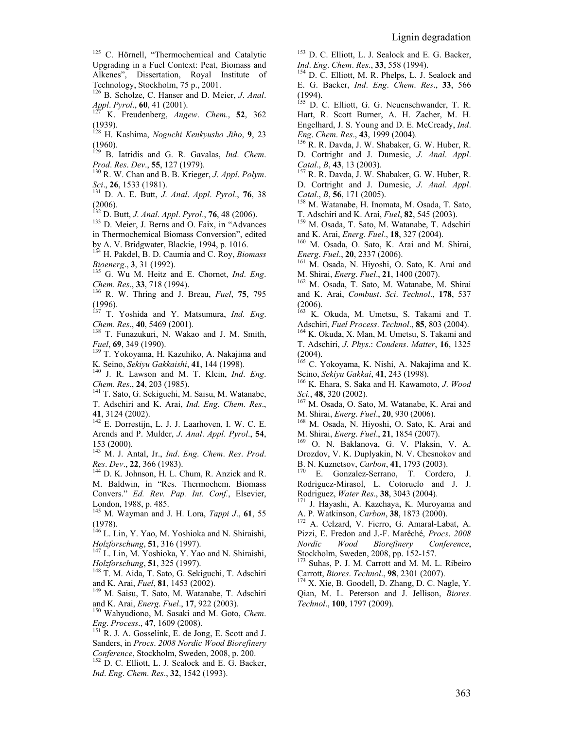[125] C. Hörnell, "Thermochemical and Catalytic Upgrading in a Fuel Context: Peat, Biomass and Alkenes", Dissertation, Royal Institute of Technology, Stockholm, 75 p., 2001.

[126] B. Scholze, C. Hanser and D. Meier, *J. Anal. Appl. Pyrol.*, **60**, 41 (2001).

[127] K. Freudenberg, *Angew. Chem.*, **52**, 362 (1939).

[128] H. Kashima, *Noguchi Kenkyusho Jiho*, **9**, 23 (1960).

[129] B. Iatridis and G. R. Gavalas, *Ind. Chem. Prod. Res. Dev.*, **55**, 127 (1979).

[130] R. W. Chan and B. B. Krieger, *J. Appl. Polym. Sci.*, **26**, 1533 (1981).

[131] D. A. E. Butt, *J. Anal. Appl. Pyrol.*, **76**, 38 (2006).

[132] D. Butt, *J. Anal. Appl. Pyrol.*, **76**, 48 (2006).

[133] D. Meier, J. Berns and O. Faix, in "Advances in Thermochemical Biomass Conversion", edited by A. V. Bridgwater, Blackie, 1994, p. 1016.

[134] H. Pakdel, B. D. Caumia and C. Roy, *Biomass Bioenerg.*, **3**, 31 (1992).

[135] G. Wu M. Heitz and E. Chornet, *Ind. Eng. Chem. Res.*, **33**, 718 (1994).

[136] R. W. Thring and J. Breau, *Fuel*, **75**, 795 (1996).

[137] T. Yoshida and Y. Matsumura, *Ind. Eng. Chem. Res.*, **40**, 5469 (2001).

[138] T. Funazukuri, N. Wakao and J. M. Smith, *Fuel*, **69**, 349 (1990).

[139] T. Yokoyama, H. Kazuhiko, A. Nakajima and K. Seino, *Sekiyu Gakkaishi*, **41**, 144 (1998).

[140] J. R. Lawson and M. T. Klein, *Ind. Eng. Chem. Res.*, **24**, 203 (1985).

[141] T. Sato, G. Sekiguchi, M. Saisu, M. Watanabe, T. Adschiri and K. Arai, *Ind. Eng. Chem. Res.*, **41**, 3124 (2002).

[142] E. Dorrestijn, L. J. J. Laarhoven, I. W. C. E. Arends and P. Mulder, *J. Anal. Appl. Pyrol.*, **54**, 153 (2000).

[143] M. J. Antal, Jr., *Ind. Eng. Chem. Res. Prod. Res. Dev.*, **22**, 366 (1983).

[144] D. K. Johnson, H. L. Chum, R. Anzick and R. M. Baldwin, in "Res. Thermochem. Biomass Convers." *Ed. Rev. Pap. Int. Conf.*, Elsevier, London, 1988, p. 485.

[145] M. Wayman and J. H. Lora, *Tappi J.*, **61**, 55 (1978).

[146] L. Lin, Y. Yao, M. Yoshioka and N. Shiraishi, *Holzforschung*, **51**, 316 (1997).

[147] L. Lin, M. Yoshioka, Y. Yao and N. Shiraishi, *Holzforschung*, **51**, 325 (1997).

[148] T. M. Aida, T. Sato, G. Sekiguchi, T. Adschiri and K. Arai, *Fuel*, **81**, 1453 (2002).

[149] M. Saisu, T. Sato, M. Watanabe, T. Adschiri and K. Arai, *Energ. Fuel.*, **17**, 922 (2003).

[150] Wahyudiono, M. Sasaki and M. Goto, *Chem. Eng. Process.*, **47**, 1609 (2008).

[151] R. J. A. Gosselink, E. de Jong, E. Scott and J. Sanders, in *Procs. 2008 Nordic Wood Biorefinery Conference*, Stockholm, Sweden, 2008, p. 200.

[152] D. C. Elliott, L. J. Sealock and E. G. Backer, *Ind. Eng. Chem. Res.*, **32**, 1542 (1993).

[153] D. C. Elliott, L. J. Sealock and E. G. Backer, *Ind. Eng. Chem. Res.*, **33**, 558 (1994).

[154] D. C. Elliott, M. R. Phelps, L. J. Sealock and E. G. Backer, *Ind. Eng. Chem. Res.*, **33**, 566 (1994).

[155] D. C. Elliott, G. G. Neuenschwander, T. R. Hart, R. Scott Burner, A. H. Zacher, M. H. Engelhard, J. S. Young and D. E. McCready, *Ind. Eng. Chem. Res.*, **43**, 1999 (2004).

[156] R. R. Davda, J. W. Shabaker, G. W. Huber, R. D. Cortright and J. Dumesic, *J. Anal. Appl. Catal., B*, **43**, 13 (2003).

[157] R. R. Davda, J. W. Shabaker, G. W. Huber, R. D. Cortright and J. Dumesic, *J. Anal. Appl. Catal., B*, **56**, 171 (2005).

[158] M. Watanabe, H. Inomata, M. Osada, T. Sato, T. Adschiri and K. Arai, *Fuel*, **82**, 545 (2003).

[159] M. Osada, T. Sato, M. Watanabe, T. Adschiri and K. Arai, *Energ. Fuel.*, **18**, 327 (2004).

[160] M. Osada, O. Sato, K. Arai and M. Shirai, *Energ. Fuel.*, **20**, 2337 (2006).

[161] M. Osada, N. Hiyoshi, O. Sato, K. Arai and M. Shirai, *Energ. Fuel.*, **21**, 1400 (2007).

[162] M. Osada, T. Sato, M. Watanabe, M. Shirai and K. Arai, *Combust. Sci. Technol.*, **178**, 537 (2006).

[163] K. Okuda, M. Umetsu, S. Takami and T. Adschiri, *Fuel Process. Technol.*, **85**, 803 (2004).

[164] K. Okuda, X. Man, M. Umetsu, S. Takami and T. Adschiri, *J. Phys.: Condens. Matter*, **16**, 1325 (2004).

[165] C. Yokoyama, K. Nishi, A. Nakajima and K. Seino, *Sekiyu Gakkai*, **41**, 243 (1998).

[166] K. Ehara, S. Saka and H. Kawamoto, *J. Wood Sci.*, **48**, 320 (2002).

[167] M. Osada, O. Sato, M. Watanabe, K. Arai and M. Shirai, *Energ. Fuel.*, **20**, 930 (2006).

[168] M. Osada, N. Hiyoshi, O. Sato, K. Arai and M. Shirai, *Energ. Fuel.*, **21**, 1854 (2007).

[169] O. N. Baklanova, G. V. Plaksin, V. A. Drozdov, V. K. Duplyakin, N. V. Chesnokov and B. N. Kuznetsov, *Carbon*, **41**, 1793 (2003).

[170] E. Gonzalez-Serrano, T. Cordero, J. Rodriguez-Mirasol, L. Cotoruelo and J. J. Rodriguez, *Water Res.*, **38**, 3043 (2004).

[171] J. Hayashi, A. Kazehaya, K. Muroyama and A. P. Watkinson, *Carbon*, **38**, 1873 (2000).

[172] A. Celzard, V. Fierro, G. Amaral-Labat, A. Pizzi, E. Fredon and J.-F. Marêché, *Procs. 2008 Nordic Wood Biorefinery Conference*, Stockholm, Sweden, 2008, pp. 152-157.

[173] Suhas, P. J. M. Carrott and M. M. L. Ribeiro Carrott, *Biores. Technol.*, **98**, 2301 (2007).

[174] X. Xie, B. Goodell, D. Zhang, D. C. Nagle, Y. Qian, M. L. Peterson and J. Jellison, *Biores. Technol.*, **100**, 1797 (2009).